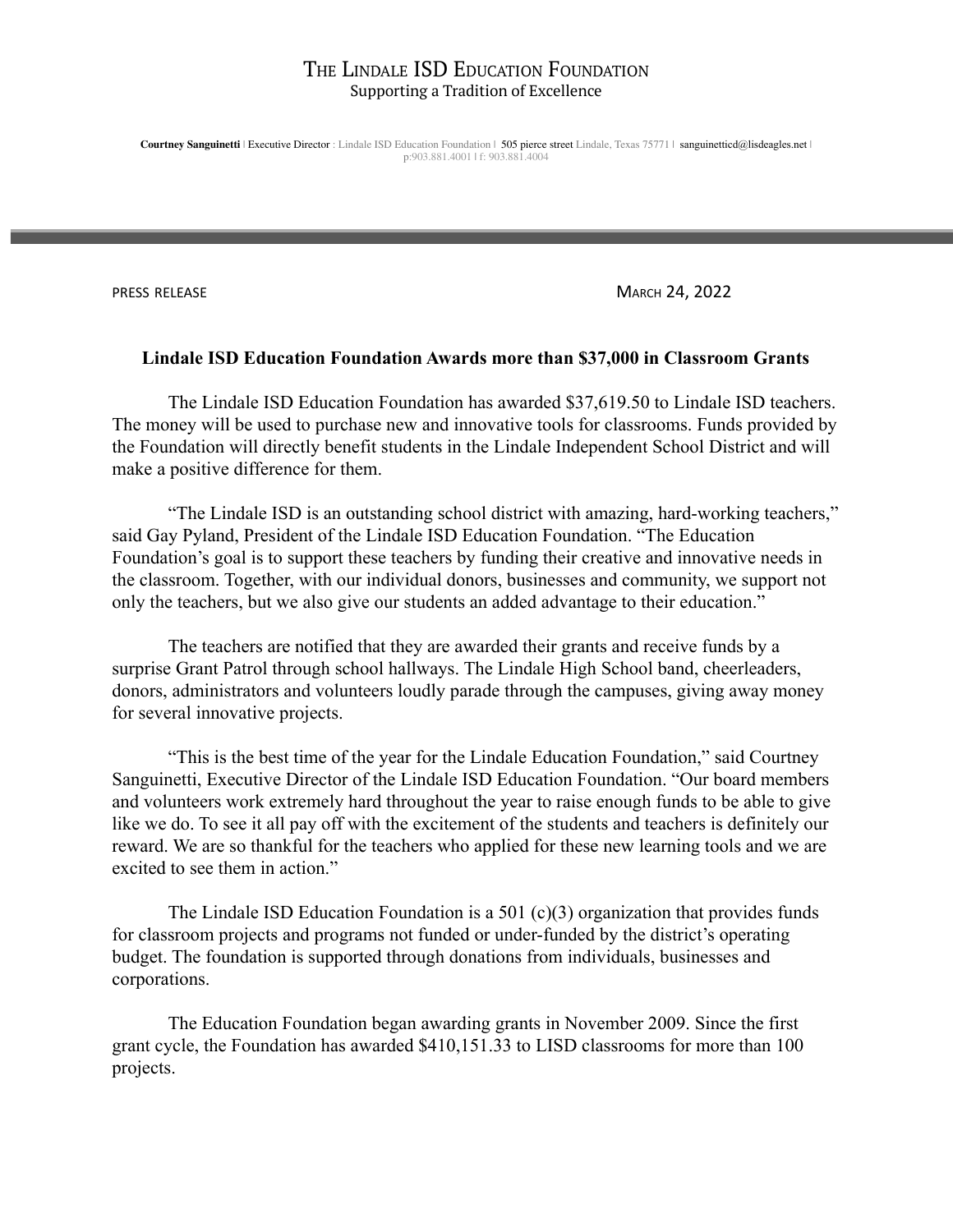# THE LINDALE ISD EDUCATION FOUNDATION

Supporting a Tradition of Excellence

**Courtney Sanguinetti** | Executive Director : Lindale ISD Education Foundation | 505 pierce street Lindale, Texas 75771 | sanguinetticd@lisdeagles.net | p:903.881.4001 | f: 903.881.4004

PRESS RELEASE

MARCH 24, 2022

**Lindale ISD Education Foundation Awards more than $37,000 in Classroom Grants**

The Lindale ISD Education Foundation has awarded $37,619.50 to Lindale ISD teachers. The money will be used to purchase new and innovative tools for classrooms. Funds provided by the Foundation will directly benefit students in the Lindale Independent School District and will make a positive difference for them.

"The Lindale ISD is an outstanding school district with amazing, hard-working teachers," said Gay Pyland, President of the Lindale ISD Education Foundation. "The Education Foundation's goal is to support these teachers by funding their creative and innovative needs in the classroom. Together, with our individual donors, businesses and community, we support not only the teachers, but we also give our students an added advantage to their education."

The teachers are notified that they are awarded their grants and receive funds by a surprise Grant Patrol through school hallways. The Lindale High School band, cheerleaders, donors, administrators and volunteers loudly parade through the campuses, giving away money for several innovative projects.

"This is the best time of the year for the Lindale Education Foundation," said Courtney Sanguinetti, Executive Director of the Lindale ISD Education Foundation. "Our board members and volunteers work extremely hard throughout the year to raise enough funds to be able to give like we do. To see it all pay off with the excitement of the students and teachers is definitely our reward. We are so thankful for the teachers who applied for these new learning tools and we are excited to see them in action."

The Lindale ISD Education Foundation is a 501 (c)(3) organization that provides funds for classroom projects and programs not funded or under-funded by the district's operating budget. The foundation is supported through donations from individuals, businesses and corporations.

The Education Foundation began awarding grants in November 2009. Since the first grant cycle, the Foundation has awarded $410,151.33 to LISD classrooms for more than 100 projects.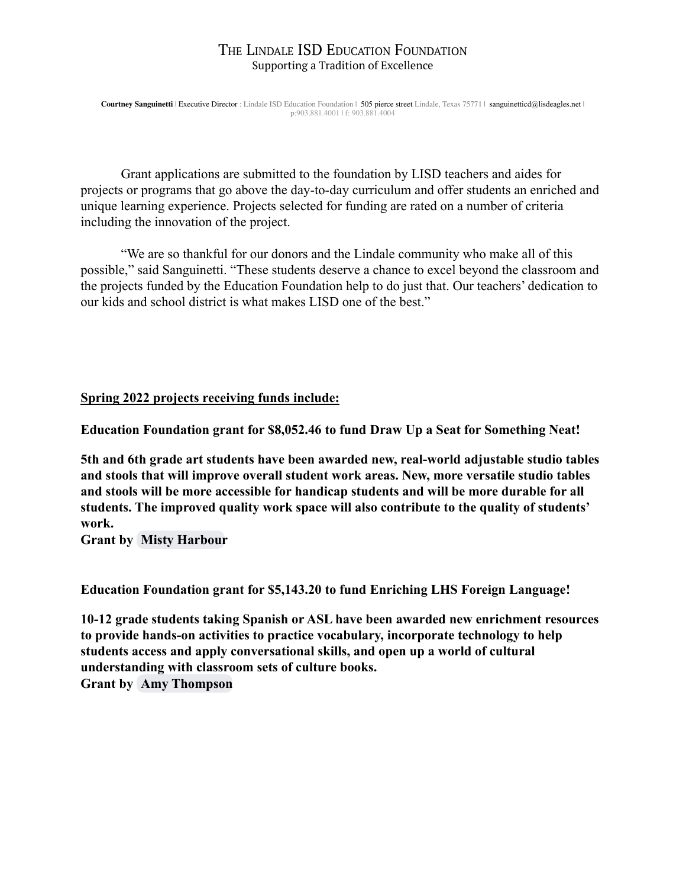# The Lindale ISD Education Foundation

Supporting a Tradition of Excellence

**Courtney Sanguinetti** | Executive Director : Lindale ISD Education Foundation | 505 pierce street Lindale, Texas 75771 | sanguinetticd@lisdeagles.net | p:903.881.4001 | f: 903.881.4004

Grant applications are submitted to the foundation by LISD teachers and aides for projects or programs that go above the day-to-day curriculum and offer students an enriched and unique learning experience. Projects selected for funding are rated on a number of criteria including the innovation of the project.

"We are so thankful for our donors and the Lindale community who make all of this possible," said Sanguinetti. "These students deserve a chance to excel beyond the classroom and the projects funded by the Education Foundation help to do just that. Our teachers' dedication to our kids and school district is what makes LISD one of the best."

**Spring 2022 projects receiving funds include:**

**Education Foundation grant for $8,052.46 to fund Draw Up a Seat for Something Neat!**

**5th and 6th grade art students have been awarded new, real-world adjustable studio tables and stools that will improve overall student work areas. New, more versatile studio tables and stools will be more accessible for handicap students and will be more durable for all students. The improved quality work space will also contribute to the quality of students' work.**
**Grant by Misty Harbour**

**Education Foundation grant for $5,143.20 to fund Enriching LHS Foreign Language!**

**10-12 grade students taking Spanish or ASL have been awarded new enrichment resources to provide hands-on activities to practice vocabulary, incorporate technology to help students access and apply conversational skills, and open up a world of cultural understanding with classroom sets of culture books.**
**Grant by Amy Thompson**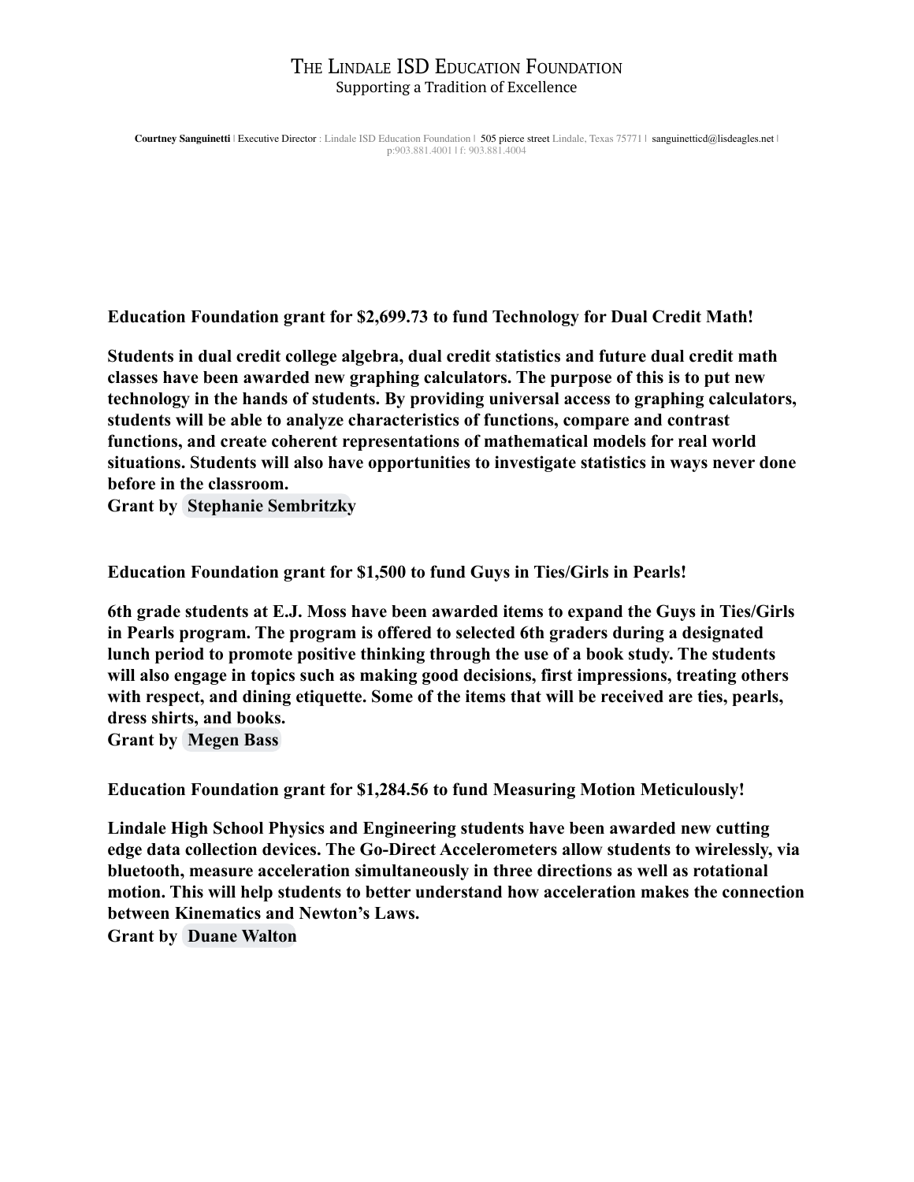# The Lindale ISD Education Foundation

Supporting a Tradition of Excellence

**Courtney Sanguinetti** | Executive Director : Lindale ISD Education Foundation | 505 pierce street Lindale, Texas 75771 | sanguinetticd@lisdeagles.net | p:903.881.4001 | f: 903.881.4004

**Education Foundation grant for $2,699.73 to fund Technology for Dual Credit Math!**

**Students in dual credit college algebra, dual credit statistics and future dual credit math classes have been awarded new graphing calculators. The purpose of this is to put new technology in the hands of students. By providing universal access to graphing calculators, students will be able to analyze characteristics of functions, compare and contrast functions, and create coherent representations of mathematical models for real world situations. Students will also have opportunities to investigate statistics in ways never done before in the classroom.**
**Grant by Stephanie Sembritzky**

**Education Foundation grant for $1,500 to fund Guys in Ties/Girls in Pearls!**

**6th grade students at E.J. Moss have been awarded items to expand the Guys in Ties/Girls in Pearls program. The program is offered to selected 6th graders during a designated lunch period to promote positive thinking through the use of a book study. The students will also engage in topics such as making good decisions, first impressions, treating others with respect, and dining etiquette. Some of the items that will be received are ties, pearls, dress shirts, and books.**
**Grant by Megen Bass**

**Education Foundation grant for $1,284.56 to fund Measuring Motion Meticulously!**

**Lindale High School Physics and Engineering students have been awarded new cutting edge data collection devices. The Go-Direct Accelerometers allow students to wirelessly, via bluetooth, measure acceleration simultaneously in three directions as well as rotational motion. This will help students to better understand how acceleration makes the connection between Kinematics and Newton's Laws.**
**Grant by Duane Walton**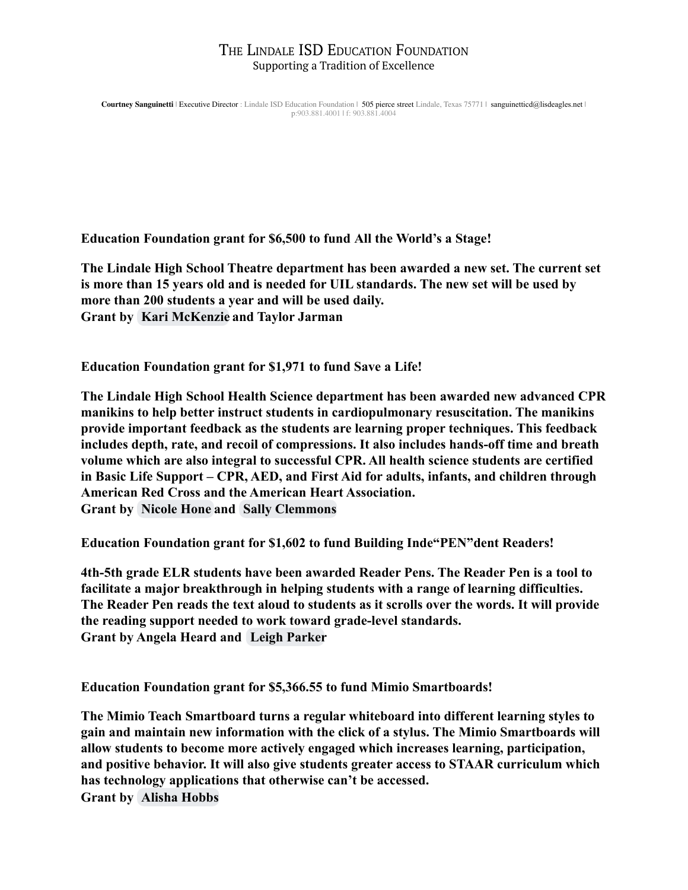# The Lindale ISD Education Foundation

Supporting a Tradition of Excellence

**Courtney Sanguinetti** | Executive Director : Lindale ISD Education Foundation | 505 pierce street Lindale, Texas 75771 | sanguinetticd@lisdeagles.net | p:903.881.4001 | f: 903.881.4004

**Education Foundation grant for $6,500 to fund All the World's a Stage!**

**The Lindale High School Theatre department has been awarded a new set. The current set is more than 15 years old and is needed for UIL standards. The new set will be used by more than 200 students a year and will be used daily.**
**Grant by Kari McKenzie and Taylor Jarman**

**Education Foundation grant for $1,971 to fund Save a Life!**

**The Lindale High School Health Science department has been awarded new advanced CPR manikins to help better instruct students in cardiopulmonary resuscitation. The manikins provide important feedback as the students are learning proper techniques. This feedback includes depth, rate, and recoil of compressions. It also includes hands-off time and breath volume which are also integral to successful CPR. All health science students are certified in Basic Life Support – CPR, AED, and First Aid for adults, infants, and children through American Red Cross and the American Heart Association.**
**Grant by Nicole Hone and Sally Clemmons**

**Education Foundation grant for $1,602 to fund Building Inde"PEN"dent Readers!**

**4th-5th grade ELR students have been awarded Reader Pens. The Reader Pen is a tool to facilitate a major breakthrough in helping students with a range of learning difficulties. The Reader Pen reads the text aloud to students as it scrolls over the words. It will provide the reading support needed to work toward grade-level standards.**
**Grant by Angela Heard and Leigh Parker**

**Education Foundation grant for $5,366.55 to fund Mimio Smartboards!**

**The Mimio Teach Smartboard turns a regular whiteboard into different learning styles to gain and maintain new information with the click of a stylus. The Mimio Smartboards will allow students to become more actively engaged which increases learning, participation, and positive behavior. It will also give students greater access to STAAR curriculum which has technology applications that otherwise can't be accessed.**
**Grant by Alisha Hobbs**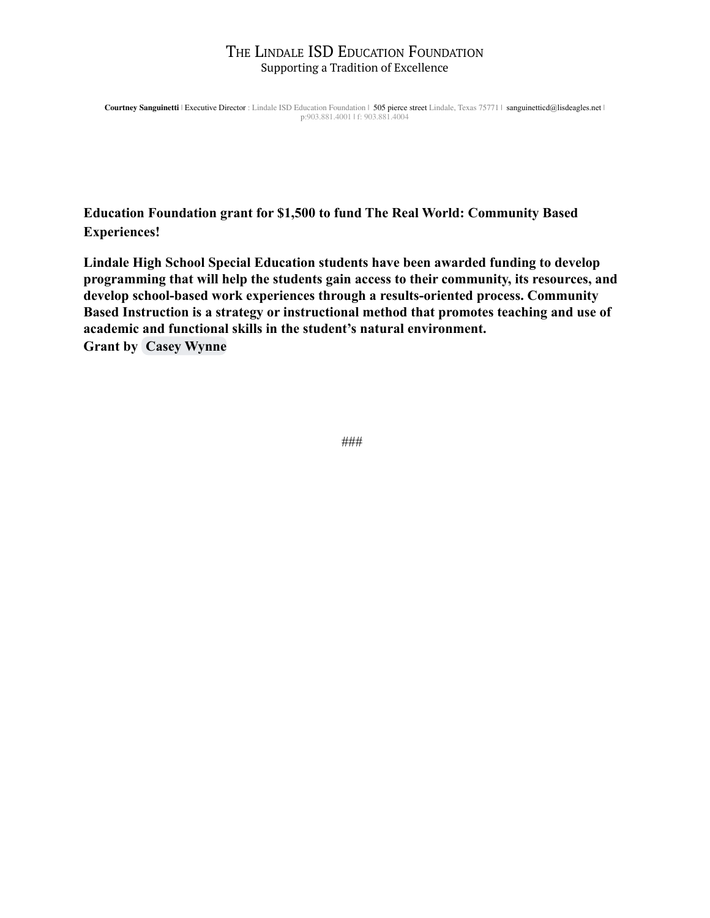# The Lindale ISD Education Foundation

Supporting a Tradition of Excellence

**Courtney Sanguinetti** | Executive Director : Lindale ISD Education Foundation | 505 pierce street Lindale, Texas 75771 | sanguineticd@lisdeagles.net | p:903.881.4001 | f: 903.881.4004

**Education Foundation grant for $1,500 to fund The Real World: Community Based Experiences!**

**Lindale High School Special Education students have been awarded funding to develop programming that will help the students gain access to their community, its resources, and develop school-based work experiences through a results-oriented process. Community Based Instruction is a strategy or instructional method that promotes teaching and use of academic and functional skills in the student's natural environment.**
**Grant by Casey Wynne**

###